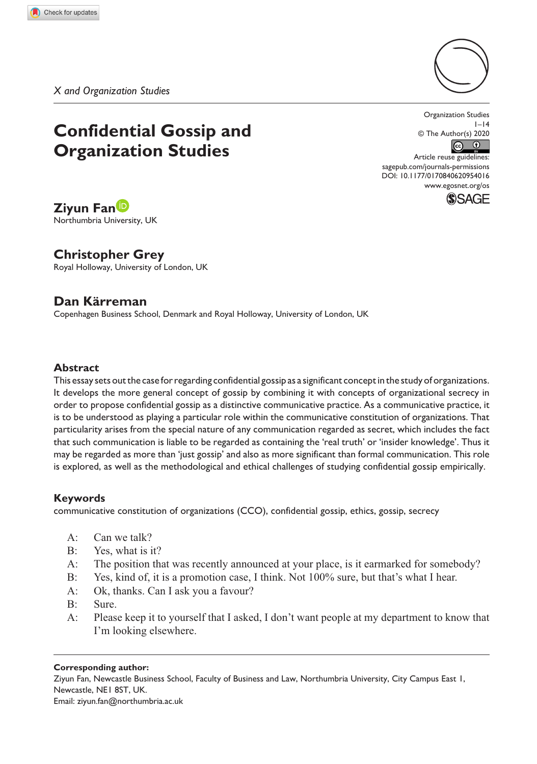*X and Organization Studies*

# Confidential Gossip and Organization Studies

**Ziyun Fan**
Northumbria University, UK

**Christopher Grey**
Royal Holloway, University of London, UK

**Dan Kärreman**
Copenhagen Business School, Denmark and Royal Holloway, University of London, UK

Organization Studies
1–14
© The Author(s) 2020
Article reuse guidelines:
sagepub.com/journals-permissions
DOI: 10.1177/0170840620954016
www.egosnet.org/os

## Abstract

This essay sets out the case for regarding confidential gossip as a significant concept in the study of organizations. It develops the more general concept of gossip by combining it with concepts of organizational secrecy in order to propose confidential gossip as a distinctive communicative practice. As a communicative practice, it is to be understood as playing a particular role within the communicative constitution of organizations. That particularity arises from the special nature of any communication regarded as secret, which includes the fact that such communication is liable to be regarded as containing the 'real truth' or 'insider knowledge'. Thus it may be regarded as more than 'just gossip' and also as more significant than formal communication. This role is explored, as well as the methodological and ethical challenges of studying confidential gossip empirically.

## Keywords

communicative constitution of organizations (CCO), confidential gossip, ethics, gossip, secrecy

A: Can we talk?
B: Yes, what is it?
A: The position that was recently announced at your place, is it earmarked for somebody?
B: Yes, kind of, it is a promotion case, I think. Not 100% sure, but that's what I hear.
A: Ok, thanks. Can I ask you a favour?
B: Sure.
A: Please keep it to yourself that I asked, I don't want people at my department to know that I'm looking elsewhere.

**Corresponding author:**
Ziyun Fan, Newcastle Business School, Faculty of Business and Law, Northumbria University, City Campus East 1, Newcastle, NE1 8ST, UK.
Email: ziyun.fan@northumbria.ac.uk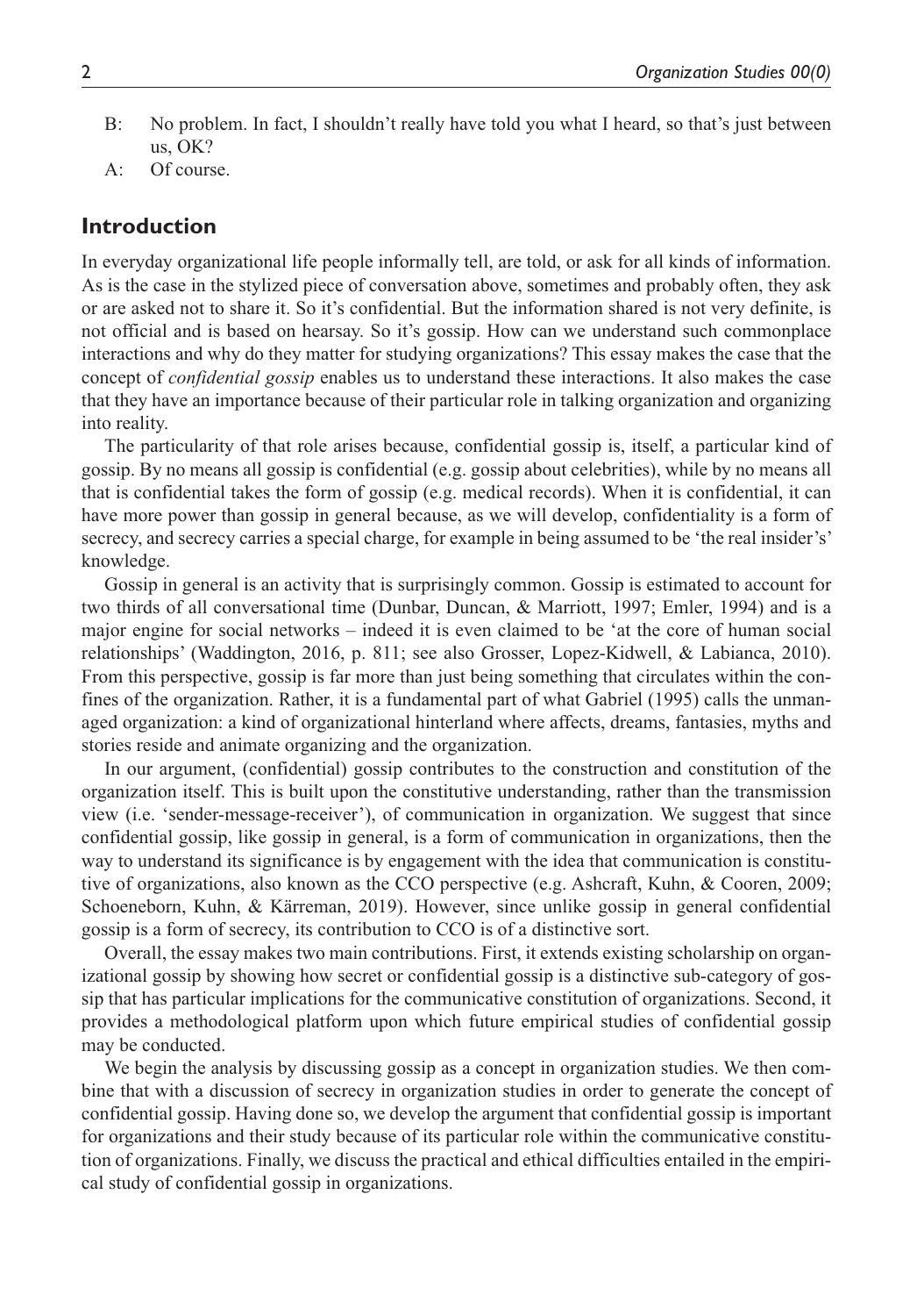B: No problem. In fact, I shouldn't really have told you what I heard, so that's just between us, OK?

A: Of course.

## Introduction

In everyday organizational life people informally tell, are told, or ask for all kinds of information. As is the case in the stylized piece of conversation above, sometimes and probably often, they ask or are asked not to share it. So it's confidential. But the information shared is not very definite, is not official and is based on hearsay. So it's gossip. How can we understand such commonplace interactions and why do they matter for studying organizations? This essay makes the case that the concept of *confidential gossip* enables us to understand these interactions. It also makes the case that they have an importance because of their particular role in talking organization and organizing into reality.

The particularity of that role arises because, confidential gossip is, itself, a particular kind of gossip. By no means all gossip is confidential (e.g. gossip about celebrities), while by no means all that is confidential takes the form of gossip (e.g. medical records). When it is confidential, it can have more power than gossip in general because, as we will develop, confidentiality is a form of secrecy, and secrecy carries a special charge, for example in being assumed to be 'the real insider's' knowledge.

Gossip in general is an activity that is surprisingly common. Gossip is estimated to account for two thirds of all conversational time (Dunbar, Duncan, & Marriott, 1997; Emler, 1994) and is a major engine for social networks – indeed it is even claimed to be 'at the core of human social relationships' (Waddington, 2016, p. 811; see also Grosser, Lopez-Kidwell, & Labianca, 2010). From this perspective, gossip is far more than just being something that circulates within the confines of the organization. Rather, it is a fundamental part of what Gabriel (1995) calls the unmanaged organization: a kind of organizational hinterland where affects, dreams, fantasies, myths and stories reside and animate organizing and the organization.

In our argument, (confidential) gossip contributes to the construction and constitution of the organization itself. This is built upon the constitutive understanding, rather than the transmission view (i.e. 'sender-message-receiver'), of communication in organization. We suggest that since confidential gossip, like gossip in general, is a form of communication in organizations, then the way to understand its significance is by engagement with the idea that communication is constitutive of organizations, also known as the CCO perspective (e.g. Ashcraft, Kuhn, & Cooren, 2009; Schoeneborn, Kuhn, & Kärreman, 2019). However, since unlike gossip in general confidential gossip is a form of secrecy, its contribution to CCO is of a distinctive sort.

Overall, the essay makes two main contributions. First, it extends existing scholarship on organizational gossip by showing how secret or confidential gossip is a distinctive sub-category of gossip that has particular implications for the communicative constitution of organizations. Second, it provides a methodological platform upon which future empirical studies of confidential gossip may be conducted.

We begin the analysis by discussing gossip as a concept in organization studies. We then combine that with a discussion of secrecy in organization studies in order to generate the concept of confidential gossip. Having done so, we develop the argument that confidential gossip is important for organizations and their study because of its particular role within the communicative constitution of organizations. Finally, we discuss the practical and ethical difficulties entailed in the empirical study of confidential gossip in organizations.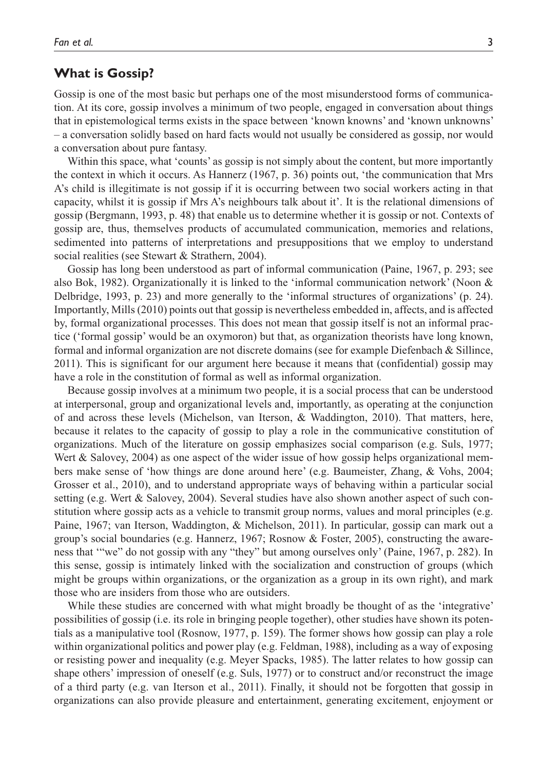## What is Gossip?

Gossip is one of the most basic but perhaps one of the most misunderstood forms of communication. At its core, gossip involves a minimum of two people, engaged in conversation about things that in epistemological terms exists in the space between 'known knowns' and 'known unknowns' – a conversation solidly based on hard facts would not usually be considered as gossip, nor would a conversation about pure fantasy.

Within this space, what 'counts' as gossip is not simply about the content, but more importantly the context in which it occurs. As Hannerz (1967, p. 36) points out, 'the communication that Mrs A's child is illegitimate is not gossip if it is occurring between two social workers acting in that capacity, whilst it is gossip if Mrs A's neighbours talk about it'. It is the relational dimensions of gossip (Bergmann, 1993, p. 48) that enable us to determine whether it is gossip or not. Contexts of gossip are, thus, themselves products of accumulated communication, memories and relations, sedimented into patterns of interpretations and presuppositions that we employ to understand social realities (see Stewart & Strathern, 2004).

Gossip has long been understood as part of informal communication (Paine, 1967, p. 293; see also Bok, 1982). Organizationally it is linked to the 'informal communication network' (Noon & Delbridge, 1993, p. 23) and more generally to the 'informal structures of organizations' (p. 24). Importantly, Mills (2010) points out that gossip is nevertheless embedded in, affects, and is affected by, formal organizational processes. This does not mean that gossip itself is not an informal practice ('formal gossip' would be an oxymoron) but that, as organization theorists have long known, formal and informal organization are not discrete domains (see for example Diefenbach & Sillince, 2011). This is significant for our argument here because it means that (confidential) gossip may have a role in the constitution of formal as well as informal organization.

Because gossip involves at a minimum two people, it is a social process that can be understood at interpersonal, group and organizational levels and, importantly, as operating at the conjunction of and across these levels (Michelson, van Iterson, & Waddington, 2010). That matters, here, because it relates to the capacity of gossip to play a role in the communicative constitution of organizations. Much of the literature on gossip emphasizes social comparison (e.g. Suls, 1977; Wert & Salovey, 2004) as one aspect of the wider issue of how gossip helps organizational members make sense of 'how things are done around here' (e.g. Baumeister, Zhang, & Vohs, 2004; Grosser et al., 2010), and to understand appropriate ways of behaving within a particular social setting (e.g. Wert & Salovey, 2004). Several studies have also shown another aspect of such constitution where gossip acts as a vehicle to transmit group norms, values and moral principles (e.g. Paine, 1967; van Iterson, Waddington, & Michelson, 2011). In particular, gossip can mark out a group's social boundaries (e.g. Hannerz, 1967; Rosnow & Foster, 2005), constructing the awareness that '"we" do not gossip with any "they" but among ourselves only' (Paine, 1967, p. 282). In this sense, gossip is intimately linked with the socialization and construction of groups (which might be groups within organizations, or the organization as a group in its own right), and mark those who are insiders from those who are outsiders.

While these studies are concerned with what might broadly be thought of as the 'integrative' possibilities of gossip (i.e. its role in bringing people together), other studies have shown its potentials as a manipulative tool (Rosnow, 1977, p. 159). The former shows how gossip can play a role within organizational politics and power play (e.g. Feldman, 1988), including as a way of exposing or resisting power and inequality (e.g. Meyer Spacks, 1985). The latter relates to how gossip can shape others' impression of oneself (e.g. Suls, 1977) or to construct and/or reconstruct the image of a third party (e.g. van Iterson et al., 2011). Finally, it should not be forgotten that gossip in organizations can also provide pleasure and entertainment, generating excitement, enjoyment or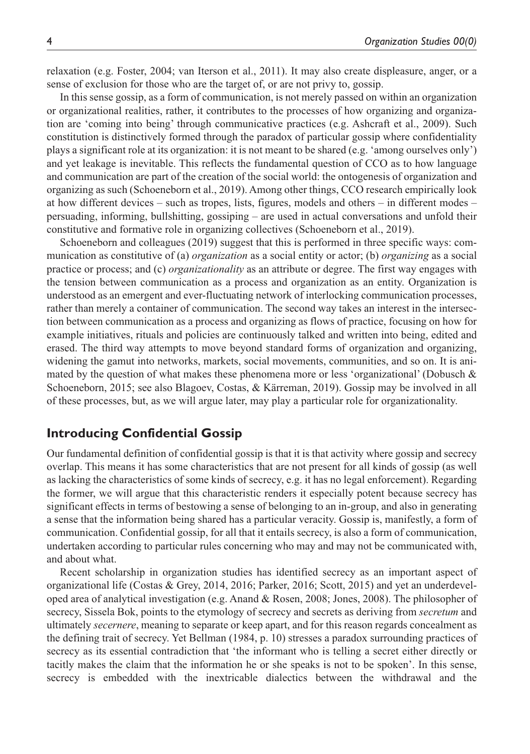relaxation (e.g. Foster, 2004; van Iterson et al., 2011). It may also create displeasure, anger, or a sense of exclusion for those who are the target of, or are not privy to, gossip.

In this sense gossip, as a form of communication, is not merely passed on within an organization or organizational realities, rather, it contributes to the processes of how organizing and organization are 'coming into being' through communicative practices (e.g. Ashcraft et al., 2009). Such constitution is distinctively formed through the paradox of particular gossip where confidentiality plays a significant role at its organization: it is not meant to be shared (e.g. 'among ourselves only') and yet leakage is inevitable. This reflects the fundamental question of CCO as to how language and communication are part of the creation of the social world: the ontogenesis of organization and organizing as such (Schoeneborn et al., 2019). Among other things, CCO research empirically look at how different devices – such as tropes, lists, figures, models and others – in different modes – persuading, informing, bullshitting, gossiping – are used in actual conversations and unfold their constitutive and formative role in organizing collectives (Schoeneborn et al., 2019).

Schoeneborn and colleagues (2019) suggest that this is performed in three specific ways: communication as constitutive of (a) *organization* as a social entity or actor; (b) *organizing* as a social practice or process; and (c) *organizationality* as an attribute or degree. The first way engages with the tension between communication as a process and organization as an entity. Organization is understood as an emergent and ever-fluctuating network of interlocking communication processes, rather than merely a container of communication. The second way takes an interest in the intersection between communication as a process and organizing as flows of practice, focusing on how for example initiatives, rituals and policies are continuously talked and written into being, edited and erased. The third way attempts to move beyond standard forms of organization and organizing, widening the gamut into networks, markets, social movements, communities, and so on. It is animated by the question of what makes these phenomena more or less 'organizational' (Dobusch & Schoeneborn, 2015; see also Blagoev, Costas, & Kärreman, 2019). Gossip may be involved in all of these processes, but, as we will argue later, may play a particular role for organizationality.

## Introducing Confidential Gossip

Our fundamental definition of confidential gossip is that it is that activity where gossip and secrecy overlap. This means it has some characteristics that are not present for all kinds of gossip (as well as lacking the characteristics of some kinds of secrecy, e.g. it has no legal enforcement). Regarding the former, we will argue that this characteristic renders it especially potent because secrecy has significant effects in terms of bestowing a sense of belonging to an in-group, and also in generating a sense that the information being shared has a particular veracity. Gossip is, manifestly, a form of communication. Confidential gossip, for all that it entails secrecy, is also a form of communication, undertaken according to particular rules concerning who may and may not be communicated with, and about what.

Recent scholarship in organization studies has identified secrecy as an important aspect of organizational life (Costas & Grey, 2014, 2016; Parker, 2016; Scott, 2015) and yet an underdeveloped area of analytical investigation (e.g. Anand & Rosen, 2008; Jones, 2008). The philosopher of secrecy, Sissela Bok, points to the etymology of secrecy and secrets as deriving from *secretum* and ultimately *secernere*, meaning to separate or keep apart, and for this reason regards concealment as the defining trait of secrecy. Yet Bellman (1984, p. 10) stresses a paradox surrounding practices of secrecy as its essential contradiction that 'the informant who is telling a secret either directly or tacitly makes the claim that the information he or she speaks is not to be spoken'. In this sense, secrecy is embedded with the inextricable dialectics between the withdrawal and the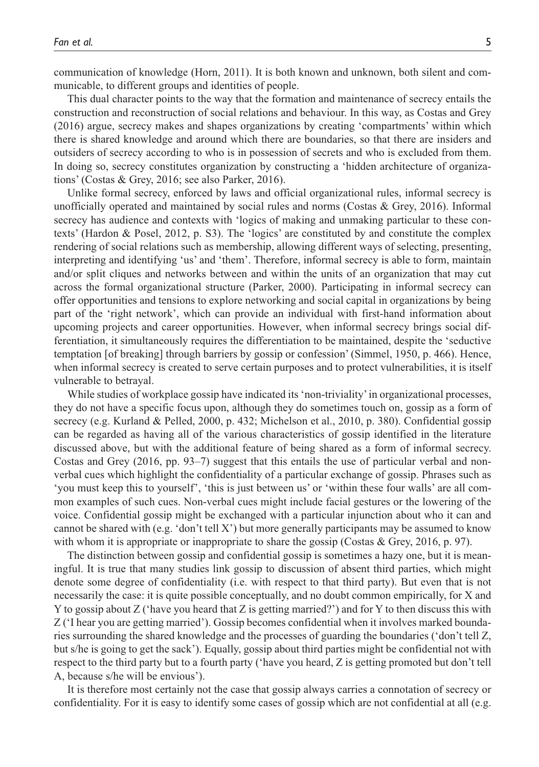communication of knowledge (Horn, 2011). It is both known and unknown, both silent and communicable, to different groups and identities of people.

This dual character points to the way that the formation and maintenance of secrecy entails the construction and reconstruction of social relations and behaviour. In this way, as Costas and Grey (2016) argue, secrecy makes and shapes organizations by creating 'compartments' within which there is shared knowledge and around which there are boundaries, so that there are insiders and outsiders of secrecy according to who is in possession of secrets and who is excluded from them. In doing so, secrecy constitutes organization by constructing a 'hidden architecture of organizations' (Costas & Grey, 2016; see also Parker, 2016).

Unlike formal secrecy, enforced by laws and official organizational rules, informal secrecy is unofficially operated and maintained by social rules and norms (Costas & Grey, 2016). Informal secrecy has audience and contexts with 'logics of making and unmaking particular to these contexts' (Hardon & Posel, 2012, p. S3). The 'logics' are constituted by and constitute the complex rendering of social relations such as membership, allowing different ways of selecting, presenting, interpreting and identifying 'us' and 'them'. Therefore, informal secrecy is able to form, maintain and/or split cliques and networks between and within the units of an organization that may cut across the formal organizational structure (Parker, 2000). Participating in informal secrecy can offer opportunities and tensions to explore networking and social capital in organizations by being part of the 'right network', which can provide an individual with first-hand information about upcoming projects and career opportunities. However, when informal secrecy brings social differentiation, it simultaneously requires the differentiation to be maintained, despite the 'seductive temptation [of breaking] through barriers by gossip or confession' (Simmel, 1950, p. 466). Hence, when informal secrecy is created to serve certain purposes and to protect vulnerabilities, it is itself vulnerable to betrayal.

While studies of workplace gossip have indicated its 'non-triviality' in organizational processes, they do not have a specific focus upon, although they do sometimes touch on, gossip as a form of secrecy (e.g. Kurland & Pelled, 2000, p. 432; Michelson et al., 2010, p. 380). Confidential gossip can be regarded as having all of the various characteristics of gossip identified in the literature discussed above, but with the additional feature of being shared as a form of informal secrecy. Costas and Grey (2016, pp. 93–7) suggest that this entails the use of particular verbal and non-verbal cues which highlight the confidentiality of a particular exchange of gossip. Phrases such as 'you must keep this to yourself', 'this is just between us' or 'within these four walls' are all common examples of such cues. Non-verbal cues might include facial gestures or the lowering of the voice. Confidential gossip might be exchanged with a particular injunction about who it can and cannot be shared with (e.g. 'don't tell X') but more generally participants may be assumed to know with whom it is appropriate or inappropriate to share the gossip (Costas & Grey, 2016, p. 97).

The distinction between gossip and confidential gossip is sometimes a hazy one, but it is meaningful. It is true that many studies link gossip to discussion of absent third parties, which might denote some degree of confidentiality (i.e. with respect to that third party). But even that is not necessarily the case: it is quite possible conceptually, and no doubt common empirically, for X and Y to gossip about Z ('have you heard that Z is getting married?') and for Y to then discuss this with Z ('I hear you are getting married'). Gossip becomes confidential when it involves marked boundaries surrounding the shared knowledge and the processes of guarding the boundaries ('don't tell Z, but s/he is going to get the sack'). Equally, gossip about third parties might be confidential not with respect to the third party but to a fourth party ('have you heard, Z is getting promoted but don't tell A, because s/he will be envious').

It is therefore most certainly not the case that gossip always carries a connotation of secrecy or confidentiality. For it is easy to identify some cases of gossip which are not confidential at all (e.g.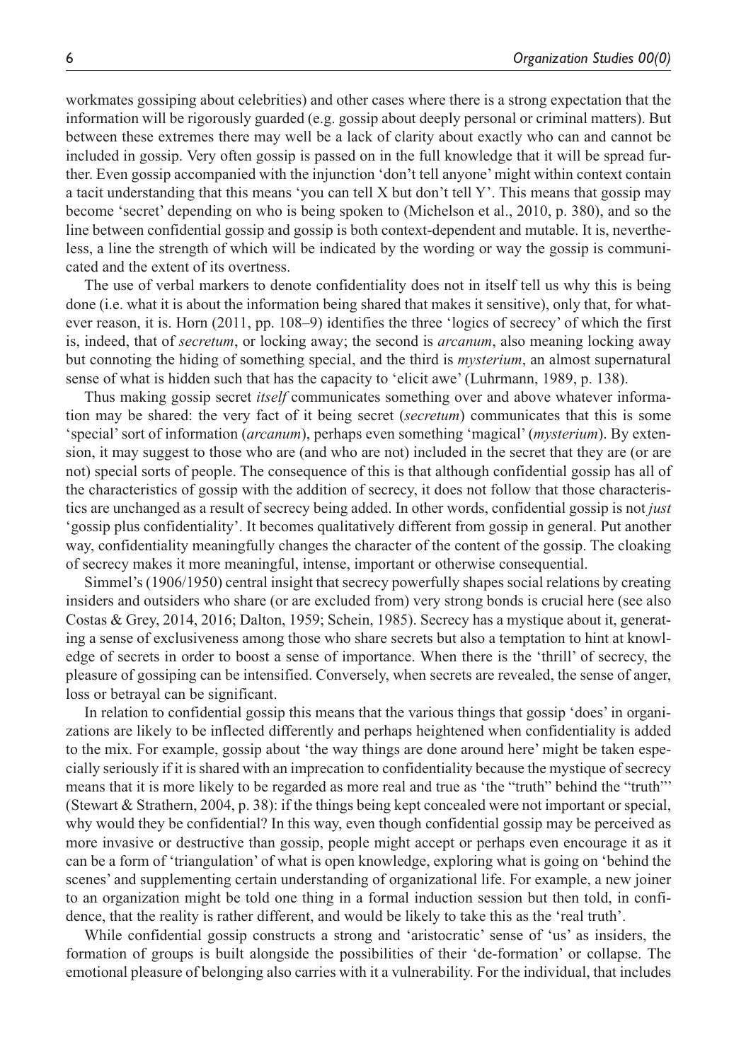workmates gossiping about celebrities) and other cases where there is a strong expectation that the information will be rigorously guarded (e.g. gossip about deeply personal or criminal matters). But between these extremes there may well be a lack of clarity about exactly who can and cannot be included in gossip. Very often gossip is passed on in the full knowledge that it will be spread further. Even gossip accompanied with the injunction 'don't tell anyone' might within context contain a tacit understanding that this means 'you can tell X but don't tell Y'. This means that gossip may become 'secret' depending on who is being spoken to (Michelson et al., 2010, p. 380), and so the line between confidential gossip and gossip is both context-dependent and mutable. It is, nevertheless, a line the strength of which will be indicated by the wording or way the gossip is communicated and the extent of its overtness.

The use of verbal markers to denote confidentiality does not in itself tell us why this is being done (i.e. what it is about the information being shared that makes it sensitive), only that, for whatever reason, it is. Horn (2011, pp. 108–9) identifies the three 'logics of secrecy' of which the first is, indeed, that of *secretum*, or locking away; the second is *arcanum*, also meaning locking away but connoting the hiding of something special, and the third is *mysterium*, an almost supernatural sense of what is hidden such that has the capacity to 'elicit awe' (Luhrmann, 1989, p. 138).

Thus making gossip secret *itself* communicates something over and above whatever information may be shared: the very fact of it being secret (*secretum*) communicates that this is some 'special' sort of information (*arcanum*), perhaps even something 'magical' (*mysterium*). By extension, it may suggest to those who are (and who are not) included in the secret that they are (or are not) special sorts of people. The consequence of this is that although confidential gossip has all of the characteristics of gossip with the addition of secrecy, it does not follow that those characteristics are unchanged as a result of secrecy being added. In other words, confidential gossip is not *just* 'gossip plus confidentiality'. It becomes qualitatively different from gossip in general. Put another way, confidentiality meaningfully changes the character of the content of the gossip. The cloaking of secrecy makes it more meaningful, intense, important or otherwise consequential.

Simmel's (1906/1950) central insight that secrecy powerfully shapes social relations by creating insiders and outsiders who share (or are excluded from) very strong bonds is crucial here (see also Costas & Grey, 2014, 2016; Dalton, 1959; Schein, 1985). Secrecy has a mystique about it, generating a sense of exclusiveness among those who share secrets but also a temptation to hint at knowledge of secrets in order to boost a sense of importance. When there is the 'thrill' of secrecy, the pleasure of gossiping can be intensified. Conversely, when secrets are revealed, the sense of anger, loss or betrayal can be significant.

In relation to confidential gossip this means that the various things that gossip 'does' in organizations are likely to be inflected differently and perhaps heightened when confidentiality is added to the mix. For example, gossip about 'the way things are done around here' might be taken especially seriously if it is shared with an imprecation to confidentiality because the mystique of secrecy means that it is more likely to be regarded as more real and true as 'the "truth" behind the "truth"' (Stewart & Strathern, 2004, p. 38): if the things being kept concealed were not important or special, why would they be confidential? In this way, even though confidential gossip may be perceived as more invasive or destructive than gossip, people might accept or perhaps even encourage it as it can be a form of 'triangulation' of what is open knowledge, exploring what is going on 'behind the scenes' and supplementing certain understanding of organizational life. For example, a new joiner to an organization might be told one thing in a formal induction session but then told, in confidence, that the reality is rather different, and would be likely to take this as the 'real truth'.

While confidential gossip constructs a strong and 'aristocratic' sense of 'us' as insiders, the formation of groups is built alongside the possibilities of their 'de-formation' or collapse. The emotional pleasure of belonging also carries with it a vulnerability. For the individual, that includes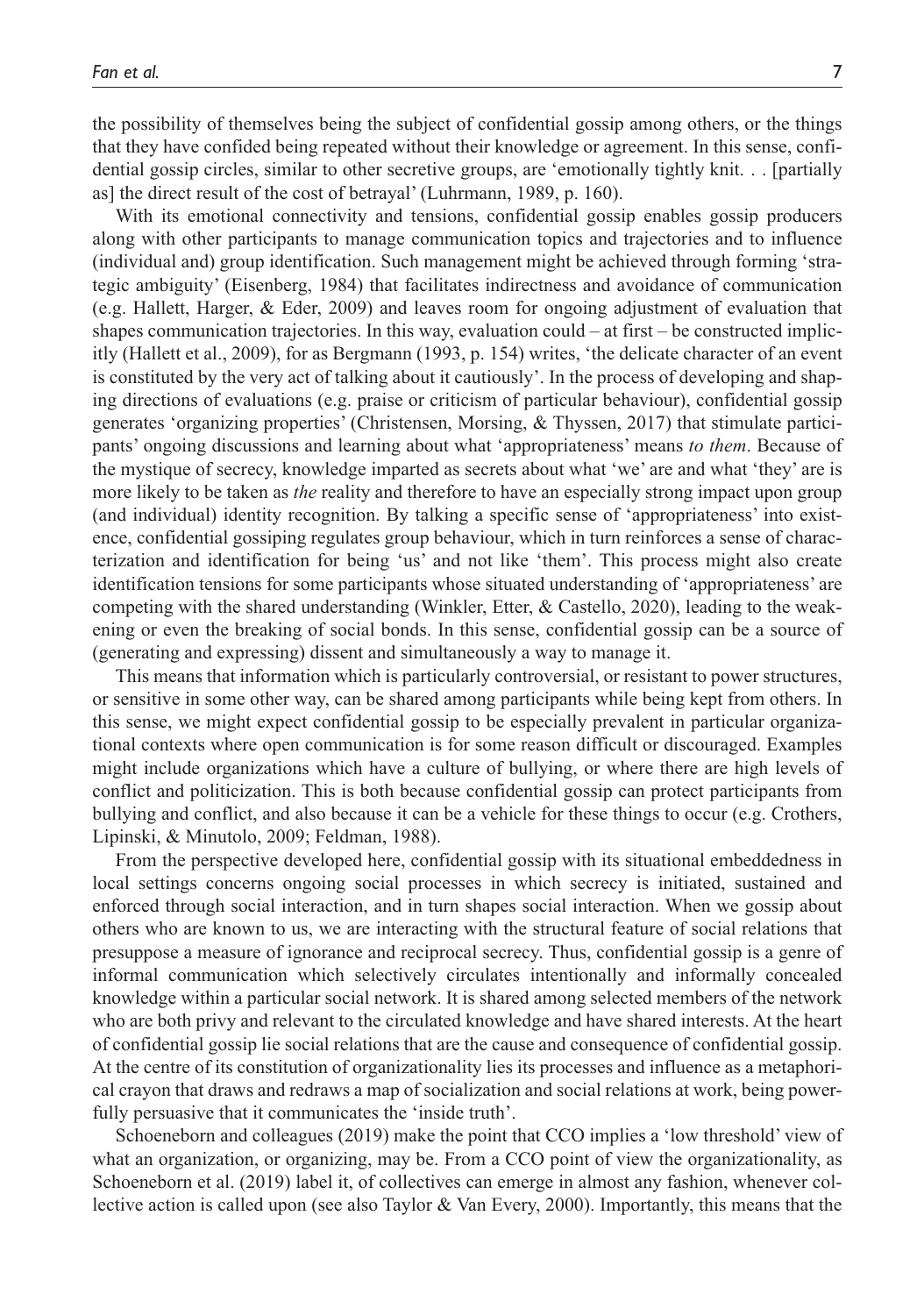the possibility of themselves being the subject of confidential gossip among others, or the things that they have confided being repeated without their knowledge or agreement. In this sense, confidential gossip circles, similar to other secretive groups, are 'emotionally tightly knit. . . [partially as] the direct result of the cost of betrayal' (Luhrmann, 1989, p. 160).

With its emotional connectivity and tensions, confidential gossip enables gossip producers along with other participants to manage communication topics and trajectories and to influence (individual and) group identification. Such management might be achieved through forming 'strategic ambiguity' (Eisenberg, 1984) that facilitates indirectness and avoidance of communication (e.g. Hallett, Harger, & Eder, 2009) and leaves room for ongoing adjustment of evaluation that shapes communication trajectories. In this way, evaluation could – at first – be constructed implicitly (Hallett et al., 2009), for as Bergmann (1993, p. 154) writes, 'the delicate character of an event is constituted by the very act of talking about it cautiously'. In the process of developing and shaping directions of evaluations (e.g. praise or criticism of particular behaviour), confidential gossip generates 'organizing properties' (Christensen, Morsing, & Thyssen, 2017) that stimulate participants' ongoing discussions and learning about what 'appropriateness' means *to them*. Because of the mystique of secrecy, knowledge imparted as secrets about what 'we' are and what 'they' are is more likely to be taken as *the* reality and therefore to have an especially strong impact upon group (and individual) identity recognition. By talking a specific sense of 'appropriateness' into existence, confidential gossiping regulates group behaviour, which in turn reinforces a sense of characterization and identification for being 'us' and not like 'them'. This process might also create identification tensions for some participants whose situated understanding of 'appropriateness' are competing with the shared understanding (Winkler, Etter, & Castello, 2020), leading to the weakening or even the breaking of social bonds. In this sense, confidential gossip can be a source of (generating and expressing) dissent and simultaneously a way to manage it.

This means that information which is particularly controversial, or resistant to power structures, or sensitive in some other way, can be shared among participants while being kept from others. In this sense, we might expect confidential gossip to be especially prevalent in particular organizational contexts where open communication is for some reason difficult or discouraged. Examples might include organizations which have a culture of bullying, or where there are high levels of conflict and politicization. This is both because confidential gossip can protect participants from bullying and conflict, and also because it can be a vehicle for these things to occur (e.g. Crothers, Lipinski, & Minutolo, 2009; Feldman, 1988).

From the perspective developed here, confidential gossip with its situational embeddedness in local settings concerns ongoing social processes in which secrecy is initiated, sustained and enforced through social interaction, and in turn shapes social interaction. When we gossip about others who are known to us, we are interacting with the structural feature of social relations that presuppose a measure of ignorance and reciprocal secrecy. Thus, confidential gossip is a genre of informal communication which selectively circulates intentionally and informally concealed knowledge within a particular social network. It is shared among selected members of the network who are both privy and relevant to the circulated knowledge and have shared interests. At the heart of confidential gossip lie social relations that are the cause and consequence of confidential gossip. At the centre of its constitution of organizationality lies its processes and influence as a metaphorical crayon that draws and redraws a map of socialization and social relations at work, being powerfully persuasive that it communicates the 'inside truth'.

Schoeneborn and colleagues (2019) make the point that CCO implies a 'low threshold' view of what an organization, or organizing, may be. From a CCO point of view the organizationality, as Schoeneborn et al. (2019) label it, of collectives can emerge in almost any fashion, whenever collective action is called upon (see also Taylor & Van Every, 2000). Importantly, this means that the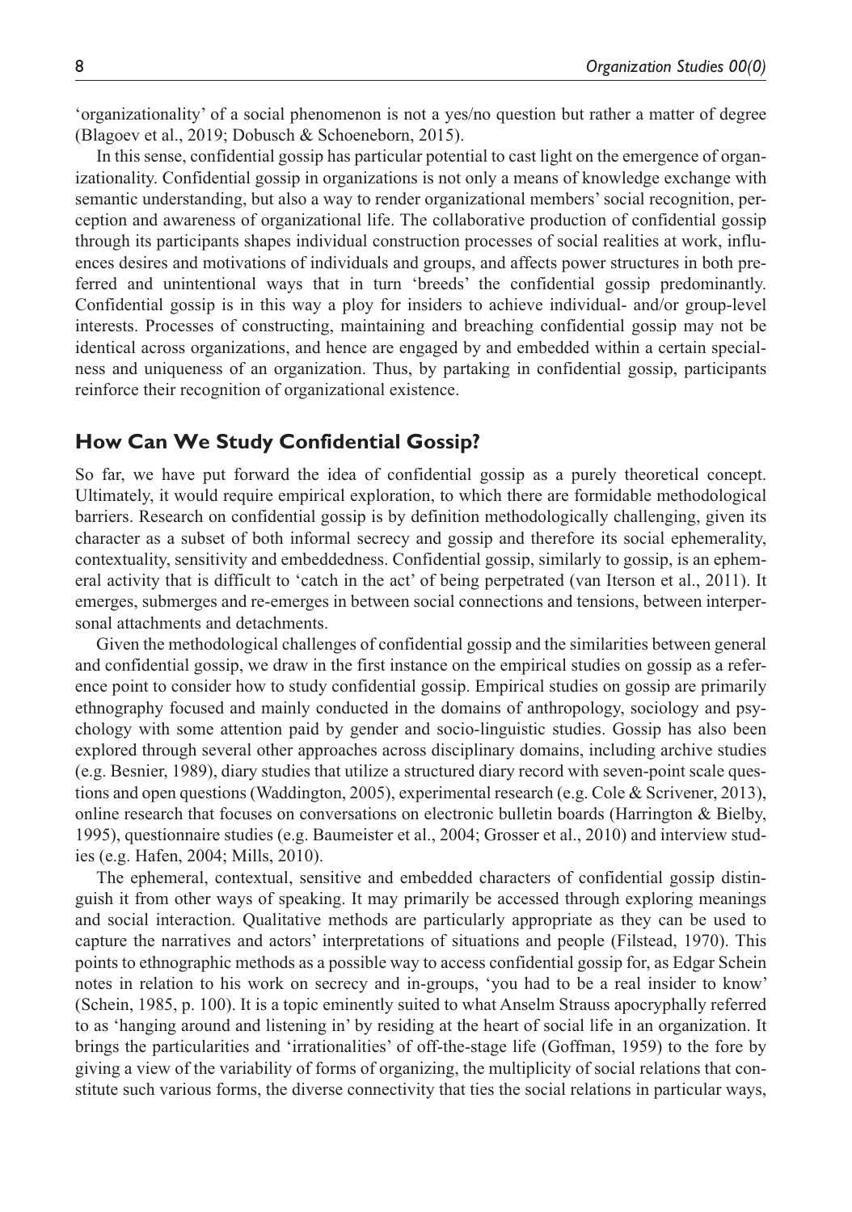'organizationality' of a social phenomenon is not a yes/no question but rather a matter of degree (Blagoev et al., 2019; Dobusch & Schoeneborn, 2015).

In this sense, confidential gossip has particular potential to cast light on the emergence of organizationality. Confidential gossip in organizations is not only a means of knowledge exchange with semantic understanding, but also a way to render organizational members' social recognition, perception and awareness of organizational life. The collaborative production of confidential gossip through its participants shapes individual construction processes of social realities at work, influences desires and motivations of individuals and groups, and affects power structures in both preferred and unintentional ways that in turn 'breeds' the confidential gossip predominantly. Confidential gossip is in this way a ploy for insiders to achieve individual- and/or group-level interests. Processes of constructing, maintaining and breaching confidential gossip may not be identical across organizations, and hence are engaged by and embedded within a certain specialness and uniqueness of an organization. Thus, by partaking in confidential gossip, participants reinforce their recognition of organizational existence.

## How Can We Study Confidential Gossip?

So far, we have put forward the idea of confidential gossip as a purely theoretical concept. Ultimately, it would require empirical exploration, to which there are formidable methodological barriers. Research on confidential gossip is by definition methodologically challenging, given its character as a subset of both informal secrecy and gossip and therefore its social ephemerality, contextuality, sensitivity and embeddedness. Confidential gossip, similarly to gossip, is an ephemeral activity that is difficult to 'catch in the act' of being perpetrated (van Iterson et al., 2011). It emerges, submerges and re-emerges in between social connections and tensions, between interpersonal attachments and detachments.

Given the methodological challenges of confidential gossip and the similarities between general and confidential gossip, we draw in the first instance on the empirical studies on gossip as a reference point to consider how to study confidential gossip. Empirical studies on gossip are primarily ethnography focused and mainly conducted in the domains of anthropology, sociology and psychology with some attention paid by gender and socio-linguistic studies. Gossip has also been explored through several other approaches across disciplinary domains, including archive studies (e.g. Besnier, 1989), diary studies that utilize a structured diary record with seven-point scale questions and open questions (Waddington, 2005), experimental research (e.g. Cole & Scrivener, 2013), online research that focuses on conversations on electronic bulletin boards (Harrington & Bielby, 1995), questionnaire studies (e.g. Baumeister et al., 2004; Grosser et al., 2010) and interview studies (e.g. Hafen, 2004; Mills, 2010).

The ephemeral, contextual, sensitive and embedded characters of confidential gossip distinguish it from other ways of speaking. It may primarily be accessed through exploring meanings and social interaction. Qualitative methods are particularly appropriate as they can be used to capture the narratives and actors' interpretations of situations and people (Filstead, 1970). This points to ethnographic methods as a possible way to access confidential gossip for, as Edgar Schein notes in relation to his work on secrecy and in-groups, 'you had to be a real insider to know' (Schein, 1985, p. 100). It is a topic eminently suited to what Anselm Strauss apocryphally referred to as 'hanging around and listening in' by residing at the heart of social life in an organization. It brings the particularities and 'irrationalities' of off-the-stage life (Goffman, 1959) to the fore by giving a view of the variability of forms of organizing, the multiplicity of social relations that constitute such various forms, the diverse connectivity that ties the social relations in particular ways,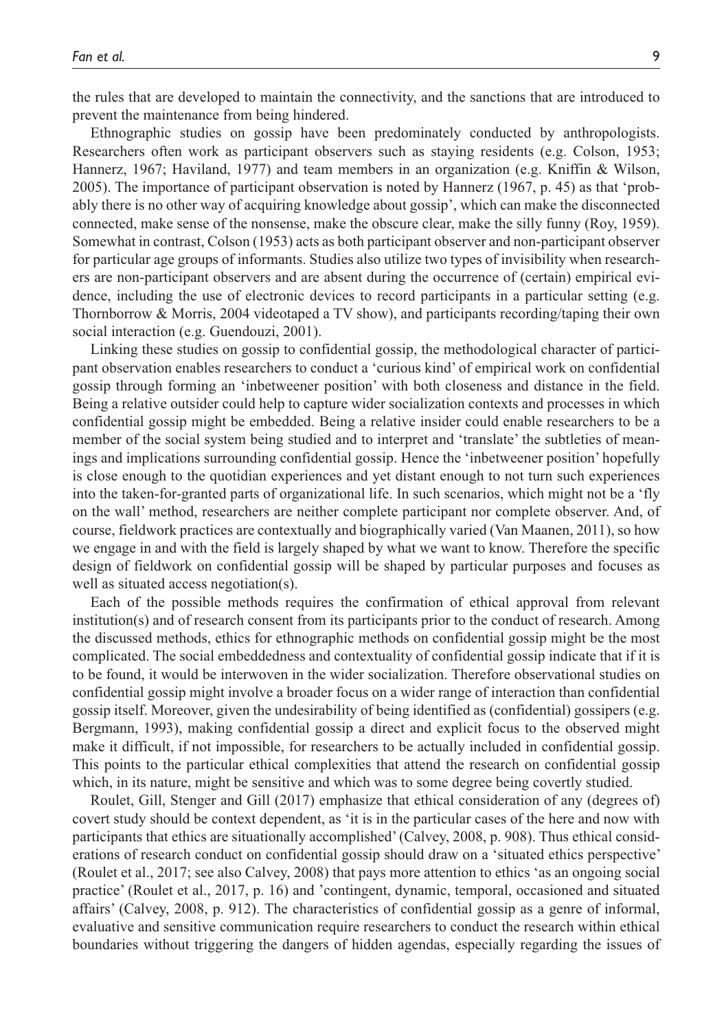the rules that are developed to maintain the connectivity, and the sanctions that are introduced to prevent the maintenance from being hindered.

Ethnographic studies on gossip have been predominately conducted by anthropologists. Researchers often work as participant observers such as staying residents (e.g. Colson, 1953; Hannerz, 1967; Haviland, 1977) and team members in an organization (e.g. Kniffin & Wilson, 2005). The importance of participant observation is noted by Hannerz (1967, p. 45) as that 'probably there is no other way of acquiring knowledge about gossip', which can make the disconnected connected, make sense of the nonsense, make the obscure clear, make the silly funny (Roy, 1959). Somewhat in contrast, Colson (1953) acts as both participant observer and non-participant observer for particular age groups of informants. Studies also utilize two types of invisibility when researchers are non-participant observers and are absent during the occurrence of (certain) empirical evidence, including the use of electronic devices to record participants in a particular setting (e.g. Thornborrow & Morris, 2004 videotaped a TV show), and participants recording/taping their own social interaction (e.g. Guendouzi, 2001).

Linking these studies on gossip to confidential gossip, the methodological character of participant observation enables researchers to conduct a 'curious kind' of empirical work on confidential gossip through forming an 'inbetweener position' with both closeness and distance in the field. Being a relative outsider could help to capture wider socialization contexts and processes in which confidential gossip might be embedded. Being a relative insider could enable researchers to be a member of the social system being studied and to interpret and 'translate' the subtleties of meanings and implications surrounding confidential gossip. Hence the 'inbetweener position' hopefully is close enough to the quotidian experiences and yet distant enough to not turn such experiences into the taken-for-granted parts of organizational life. In such scenarios, which might not be a 'fly on the wall' method, researchers are neither complete participant nor complete observer. And, of course, fieldwork practices are contextually and biographically varied (Van Maanen, 2011), so how we engage in and with the field is largely shaped by what we want to know. Therefore the specific design of fieldwork on confidential gossip will be shaped by particular purposes and focuses as well as situated access negotiation(s).

Each of the possible methods requires the confirmation of ethical approval from relevant institution(s) and of research consent from its participants prior to the conduct of research. Among the discussed methods, ethics for ethnographic methods on confidential gossip might be the most complicated. The social embeddedness and contextuality of confidential gossip indicate that if it is to be found, it would be interwoven in the wider socialization. Therefore observational studies on confidential gossip might involve a broader focus on a wider range of interaction than confidential gossip itself. Moreover, given the undesirability of being identified as (confidential) gossipers (e.g. Bergmann, 1993), making confidential gossip a direct and explicit focus to the observed might make it difficult, if not impossible, for researchers to be actually included in confidential gossip. This points to the particular ethical complexities that attend the research on confidential gossip which, in its nature, might be sensitive and which was to some degree being covertly studied.

Roulet, Gill, Stenger and Gill (2017) emphasize that ethical consideration of any (degrees of) covert study should be context dependent, as 'it is in the particular cases of the here and now with participants that ethics are situationally accomplished' (Calvey, 2008, p. 908). Thus ethical considerations of research conduct on confidential gossip should draw on a 'situated ethics perspective' (Roulet et al., 2017; see also Calvey, 2008) that pays more attention to ethics 'as an ongoing social practice' (Roulet et al., 2017, p. 16) and 'contingent, dynamic, temporal, occasioned and situated affairs' (Calvey, 2008, p. 912). The characteristics of confidential gossip as a genre of informal, evaluative and sensitive communication require researchers to conduct the research within ethical boundaries without triggering the dangers of hidden agendas, especially regarding the issues of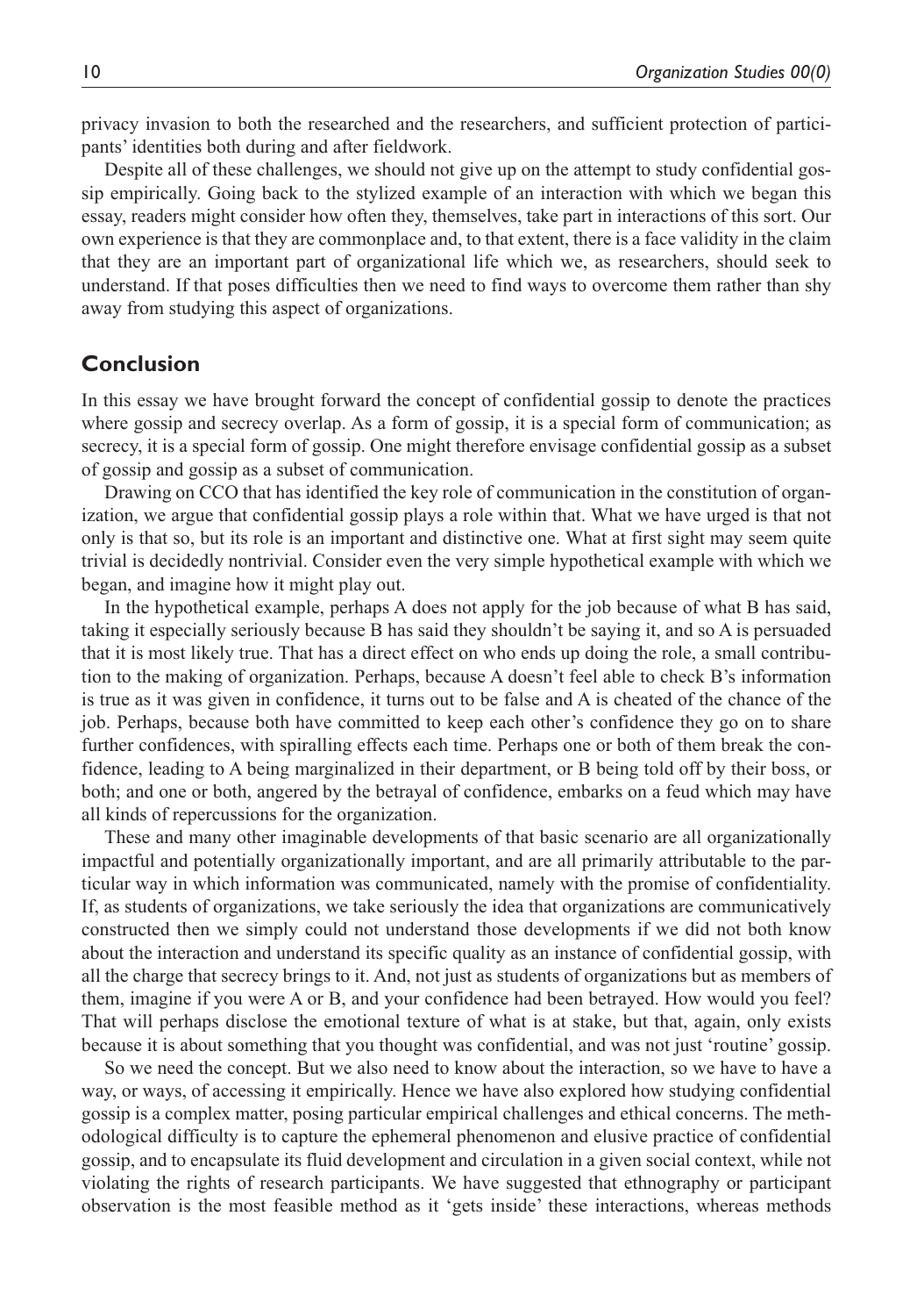privacy invasion to both the researched and the researchers, and sufficient protection of participants' identities both during and after fieldwork.

Despite all of these challenges, we should not give up on the attempt to study confidential gossip empirically. Going back to the stylized example of an interaction with which we began this essay, readers might consider how often they, themselves, take part in interactions of this sort. Our own experience is that they are commonplace and, to that extent, there is a face validity in the claim that they are an important part of organizational life which we, as researchers, should seek to understand. If that poses difficulties then we need to find ways to overcome them rather than shy away from studying this aspect of organizations.

## Conclusion

In this essay we have brought forward the concept of confidential gossip to denote the practices where gossip and secrecy overlap. As a form of gossip, it is a special form of communication; as secrecy, it is a special form of gossip. One might therefore envisage confidential gossip as a subset of gossip and gossip as a subset of communication.

Drawing on CCO that has identified the key role of communication in the constitution of organization, we argue that confidential gossip plays a role within that. What we have urged is that not only is that so, but its role is an important and distinctive one. What at first sight may seem quite trivial is decidedly nontrivial. Consider even the very simple hypothetical example with which we began, and imagine how it might play out.

In the hypothetical example, perhaps A does not apply for the job because of what B has said, taking it especially seriously because B has said they shouldn't be saying it, and so A is persuaded that it is most likely true. That has a direct effect on who ends up doing the role, a small contribution to the making of organization. Perhaps, because A doesn't feel able to check B's information is true as it was given in confidence, it turns out to be false and A is cheated of the chance of the job. Perhaps, because both have committed to keep each other's confidence they go on to share further confidences, with spiralling effects each time. Perhaps one or both of them break the confidence, leading to A being marginalized in their department, or B being told off by their boss, or both; and one or both, angered by the betrayal of confidence, embarks on a feud which may have all kinds of repercussions for the organization.

These and many other imaginable developments of that basic scenario are all organizationally impactful and potentially organizationally important, and are all primarily attributable to the particular way in which information was communicated, namely with the promise of confidentiality. If, as students of organizations, we take seriously the idea that organizations are communicatively constructed then we simply could not understand those developments if we did not both know about the interaction and understand its specific quality as an instance of confidential gossip, with all the charge that secrecy brings to it. And, not just as students of organizations but as members of them, imagine if you were A or B, and your confidence had been betrayed. How would you feel? That will perhaps disclose the emotional texture of what is at stake, but that, again, only exists because it is about something that you thought was confidential, and was not just 'routine' gossip.

So we need the concept. But we also need to know about the interaction, so we have to have a way, or ways, of accessing it empirically. Hence we have also explored how studying confidential gossip is a complex matter, posing particular empirical challenges and ethical concerns. The methodological difficulty is to capture the ephemeral phenomenon and elusive practice of confidential gossip, and to encapsulate its fluid development and circulation in a given social context, while not violating the rights of research participants. We have suggested that ethnography or participant observation is the most feasible method as it 'gets inside' these interactions, whereas methods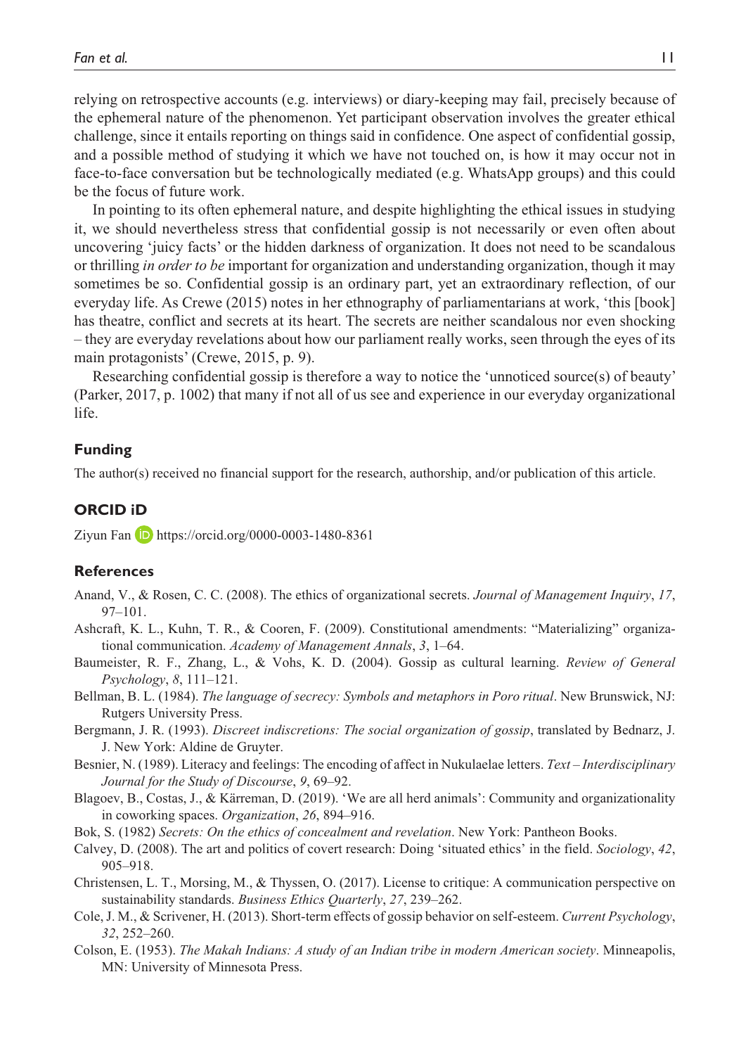relying on retrospective accounts (e.g. interviews) or diary-keeping may fail, precisely because of the ephemeral nature of the phenomenon. Yet participant observation involves the greater ethical challenge, since it entails reporting on things said in confidence. One aspect of confidential gossip, and a possible method of studying it which we have not touched on, is how it may occur not in face-to-face conversation but be technologically mediated (e.g. WhatsApp groups) and this could be the focus of future work.

In pointing to its often ephemeral nature, and despite highlighting the ethical issues in studying it, we should nevertheless stress that confidential gossip is not necessarily or even often about uncovering 'juicy facts' or the hidden darkness of organization. It does not need to be scandalous or thrilling *in order to be* important for organization and understanding organization, though it may sometimes be so. Confidential gossip is an ordinary part, yet an extraordinary reflection, of our everyday life. As Crewe (2015) notes in her ethnography of parliamentarians at work, 'this [book] has theatre, conflict and secrets at its heart. The secrets are neither scandalous nor even shocking – they are everyday revelations about how our parliament really works, seen through the eyes of its main protagonists' (Crewe, 2015, p. 9).

Researching confidential gossip is therefore a way to notice the 'unnoticed source(s) of beauty' (Parker, 2017, p. 1002) that many if not all of us see and experience in our everyday organizational life.

## Funding

The author(s) received no financial support for the research, authorship, and/or publication of this article.

## ORCID iD

Ziyun Fan https://orcid.org/0000-0003-1480-8361

## References

Anand, V., & Rosen, C. C. (2008). The ethics of organizational secrets. *Journal of Management Inquiry*, *17*, 97–101.

Ashcraft, K. L., Kuhn, T. R., & Cooren, F. (2009). Constitutional amendments: "Materializing" organizational communication. *Academy of Management Annals*, *3*, 1–64.

Baumeister, R. F., Zhang, L., & Vohs, K. D. (2004). Gossip as cultural learning. *Review of General Psychology*, *8*, 111–121.

Bellman, B. L. (1984). *The language of secrecy: Symbols and metaphors in Poro ritual*. New Brunswick, NJ: Rutgers University Press.

Bergmann, J. R. (1993). *Discreet indiscretions: The social organization of gossip*, translated by Bednarz, J. J. New York: Aldine de Gruyter.

Besnier, N. (1989). Literacy and feelings: The encoding of affect in Nukulaelae letters. *Text – Interdisciplinary Journal for the Study of Discourse*, *9*, 69–92.

Blagoev, B., Costas, J., & Kärreman, D. (2019). 'We are all herd animals': Community and organizationality in coworking spaces. *Organization*, *26*, 894–916.

Bok, S. (1982) *Secrets: On the ethics of concealment and revelation*. New York: Pantheon Books.

Calvey, D. (2008). The art and politics of covert research: Doing 'situated ethics' in the field. *Sociology*, *42*, 905–918.

Christensen, L. T., Morsing, M., & Thyssen, O. (2017). License to critique: A communication perspective on sustainability standards. *Business Ethics Quarterly*, *27*, 239–262.

Cole, J. M., & Scrivener, H. (2013). Short-term effects of gossip behavior on self-esteem. *Current Psychology*, *32*, 252–260.

Colson, E. (1953). *The Makah Indians: A study of an Indian tribe in modern American society*. Minneapolis, MN: University of Minnesota Press.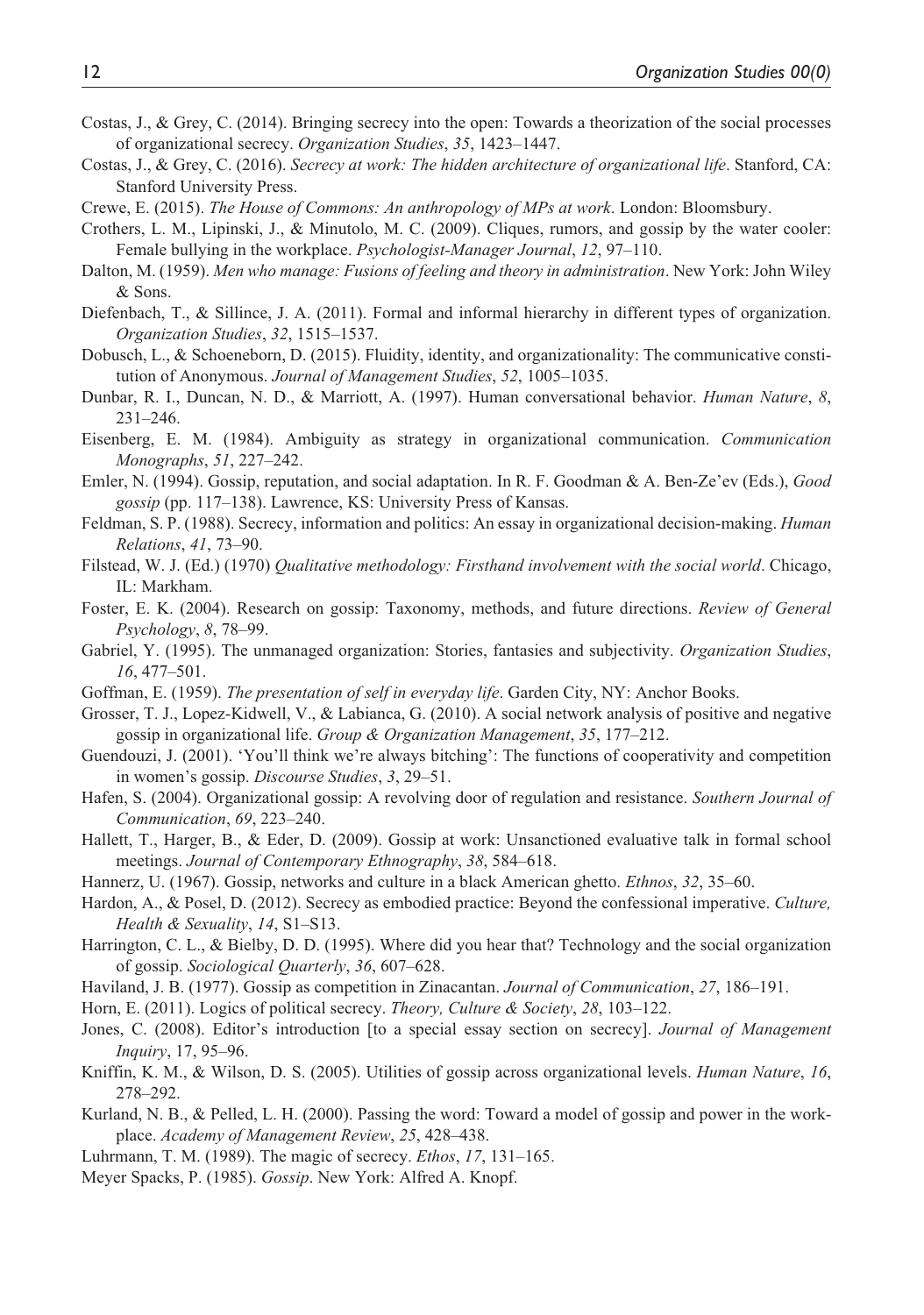Costas, J., & Grey, C. (2014). Bringing secrecy into the open: Towards a theorization of the social processes of organizational secrecy. *Organization Studies*, *35*, 1423–1447.

Costas, J., & Grey, C. (2016). *Secrecy at work: The hidden architecture of organizational life*. Stanford, CA: Stanford University Press.

Crewe, E. (2015). *The House of Commons: An anthropology of MPs at work*. London: Bloomsbury.

Crothers, L. M., Lipinski, J., & Minutolo, M. C. (2009). Cliques, rumors, and gossip by the water cooler: Female bullying in the workplace. *Psychologist-Manager Journal*, *12*, 97–110.

Dalton, M. (1959). *Men who manage: Fusions of feeling and theory in administration*. New York: John Wiley & Sons.

Diefenbach, T., & Sillince, J. A. (2011). Formal and informal hierarchy in different types of organization. *Organization Studies*, *32*, 1515–1537.

Dobusch, L., & Schoeneborn, D. (2015). Fluidity, identity, and organizationality: The communicative constitution of Anonymous. *Journal of Management Studies*, *52*, 1005–1035.

Dunbar, R. I., Duncan, N. D., & Marriott, A. (1997). Human conversational behavior. *Human Nature*, *8*, 231–246.

Eisenberg, E. M. (1984). Ambiguity as strategy in organizational communication. *Communication Monographs*, *51*, 227–242.

Emler, N. (1994). Gossip, reputation, and social adaptation. In R. F. Goodman & A. Ben-Ze'ev (Eds.), *Good gossip* (pp. 117–138). Lawrence, KS: University Press of Kansas.

Feldman, S. P. (1988). Secrecy, information and politics: An essay in organizational decision-making. *Human Relations*, *41*, 73–90.

Filstead, W. J. (Ed.) (1970) *Qualitative methodology: Firsthand involvement with the social world*. Chicago, IL: Markham.

Foster, E. K. (2004). Research on gossip: Taxonomy, methods, and future directions. *Review of General Psychology*, *8*, 78–99.

Gabriel, Y. (1995). The unmanaged organization: Stories, fantasies and subjectivity. *Organization Studies*, *16*, 477–501.

Goffman, E. (1959). *The presentation of self in everyday life*. Garden City, NY: Anchor Books.

Grosser, T. J., Lopez-Kidwell, V., & Labianca, G. (2010). A social network analysis of positive and negative gossip in organizational life. *Group & Organization Management*, *35*, 177–212.

Guendouzi, J. (2001). 'You'll think we're always bitching': The functions of cooperativity and competition in women's gossip. *Discourse Studies*, *3*, 29–51.

Hafen, S. (2004). Organizational gossip: A revolving door of regulation and resistance. *Southern Journal of Communication*, *69*, 223–240.

Hallett, T., Harger, B., & Eder, D. (2009). Gossip at work: Unsanctioned evaluative talk in formal school meetings. *Journal of Contemporary Ethnography*, *38*, 584–618.

Hannerz, U. (1967). Gossip, networks and culture in a black American ghetto. *Ethnos*, *32*, 35–60.

Hardon, A., & Posel, D. (2012). Secrecy as embodied practice: Beyond the confessional imperative. *Culture, Health & Sexuality*, *14*, S1–S13.

Harrington, C. L., & Bielby, D. D. (1995). Where did you hear that? Technology and the social organization of gossip. *Sociological Quarterly*, *36*, 607–628.

Haviland, J. B. (1977). Gossip as competition in Zinacantan. *Journal of Communication*, *27*, 186–191.

Horn, E. (2011). Logics of political secrecy. *Theory, Culture & Society*, *28*, 103–122.

Jones, C. (2008). Editor's introduction [to a special essay section on secrecy]. *Journal of Management Inquiry*, 17, 95–96.

Kniffin, K. M., & Wilson, D. S. (2005). Utilities of gossip across organizational levels. *Human Nature*, *16*, 278–292.

Kurland, N. B., & Pelled, L. H. (2000). Passing the word: Toward a model of gossip and power in the workplace. *Academy of Management Review*, *25*, 428–438.

Luhrmann, T. M. (1989). The magic of secrecy. *Ethos*, *17*, 131–165.

Meyer Spacks, P. (1985). *Gossip*. New York: Alfred A. Knopf.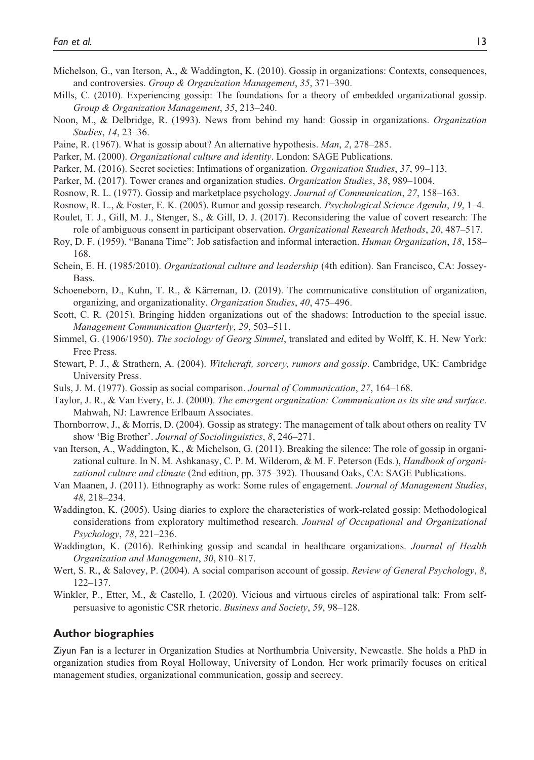Michelson, G., van Iterson, A., & Waddington, K. (2010). Gossip in organizations: Contexts, consequences, and controversies. *Group & Organization Management*, *35*, 371–390.

Mills, C. (2010). Experiencing gossip: The foundations for a theory of embedded organizational gossip. *Group & Organization Management*, *35*, 213–240.

Noon, M., & Delbridge, R. (1993). News from behind my hand: Gossip in organizations. *Organization Studies*, *14*, 23–36.

Paine, R. (1967). What is gossip about? An alternative hypothesis. *Man*, *2*, 278–285.

Parker, M. (2000). *Organizational culture and identity*. London: SAGE Publications.

Parker, M. (2016). Secret societies: Intimations of organization. *Organization Studies*, *37*, 99–113.

Parker, M. (2017). Tower cranes and organization studies. *Organization Studies*, *38*, 989–1004.

Rosnow, R. L. (1977). Gossip and marketplace psychology. *Journal of Communication*, *27*, 158–163.

Rosnow, R. L., & Foster, E. K. (2005). Rumor and gossip research. *Psychological Science Agenda*, *19*, 1–4.

Roulet, T. J., Gill, M. J., Stenger, S., & Gill, D. J. (2017). Reconsidering the value of covert research: The role of ambiguous consent in participant observation. *Organizational Research Methods*, *20*, 487–517.

Roy, D. F. (1959). "Banana Time": Job satisfaction and informal interaction. *Human Organization*, *18*, 158–168.

Schein, E. H. (1985/2010). *Organizational culture and leadership* (4th edition). San Francisco, CA: Jossey-Bass.

Schoeneborn, D., Kuhn, T. R., & Kärreman, D. (2019). The communicative constitution of organization, organizing, and organizationality. *Organization Studies*, *40*, 475–496.

Scott, C. R. (2015). Bringing hidden organizations out of the shadows: Introduction to the special issue. *Management Communication Quarterly*, *29*, 503–511.

Simmel, G. (1906/1950). *The sociology of Georg Simmel*, translated and edited by Wolff, K. H. New York: Free Press.

Stewart, P. J., & Strathern, A. (2004). *Witchcraft, sorcery, rumors and gossip*. Cambridge, UK: Cambridge University Press.

Suls, J. M. (1977). Gossip as social comparison. *Journal of Communication*, *27*, 164–168.

Taylor, J. R., & Van Every, E. J. (2000). *The emergent organization: Communication as its site and surface*. Mahwah, NJ: Lawrence Erlbaum Associates.

Thornborrow, J., & Morris, D. (2004). Gossip as strategy: The management of talk about others on reality TV show 'Big Brother'. *Journal of Sociolinguistics*, *8*, 246–271.

van Iterson, A., Waddington, K., & Michelson, G. (2011). Breaking the silence: The role of gossip in organizational culture. In N. M. Ashkanasy, C. P. M. Wilderom, & M. F. Peterson (Eds.), *Handbook of organizational culture and climate* (2nd edition, pp. 375–392). Thousand Oaks, CA: SAGE Publications.

Van Maanen, J. (2011). Ethnography as work: Some rules of engagement. *Journal of Management Studies*, *48*, 218–234.

Waddington, K. (2005). Using diaries to explore the characteristics of work-related gossip: Methodological considerations from exploratory multimethod research. *Journal of Occupational and Organizational Psychology*, *78*, 221–236.

Waddington, K. (2016). Rethinking gossip and scandal in healthcare organizations. *Journal of Health Organization and Management*, *30*, 810–817.

Wert, S. R., & Salovey, P. (2004). A social comparison account of gossip. *Review of General Psychology*, *8*, 122–137.

Winkler, P., Etter, M., & Castello, I. (2020). Vicious and virtuous circles of aspirational talk: From self-persuasive to agonistic CSR rhetoric. *Business and Society*, *59*, 98–128.

## Author biographies

Ziyun Fan is a lecturer in Organization Studies at Northumbria University, Newcastle. She holds a PhD in organization studies from Royal Holloway, University of London. Her work primarily focuses on critical management studies, organizational communication, gossip and secrecy.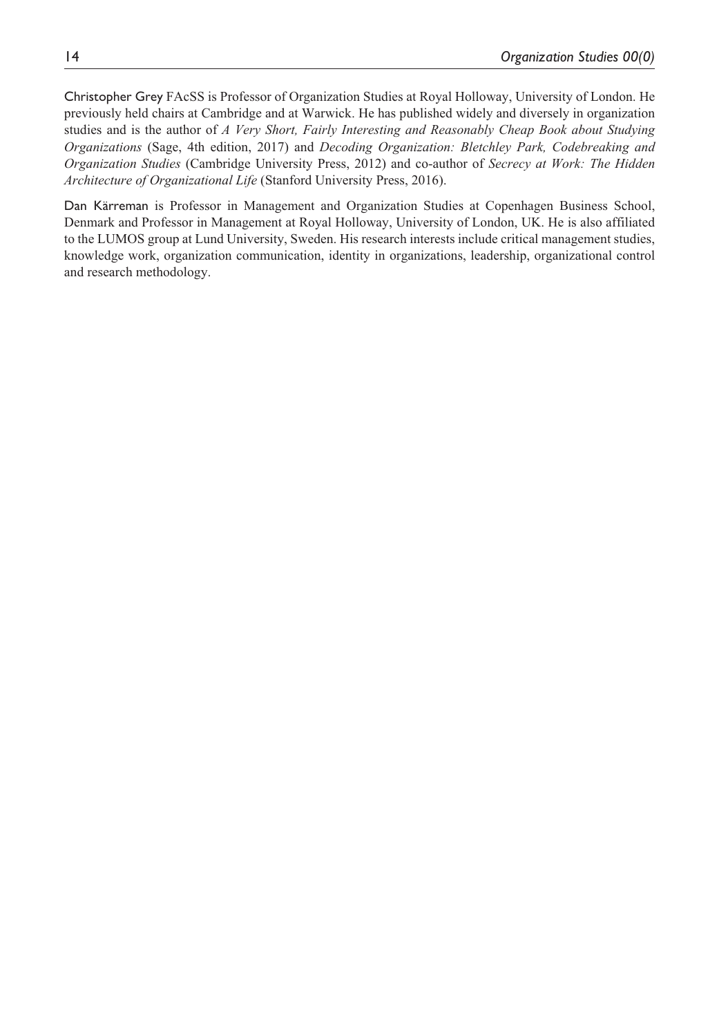**Christopher Grey** FAcSS is Professor of Organization Studies at Royal Holloway, University of London. He previously held chairs at Cambridge and at Warwick. He has published widely and diversely in organization studies and is the author of *A Very Short, Fairly Interesting and Reasonably Cheap Book about Studying Organizations* (Sage, 4th edition, 2017) and *Decoding Organization: Bletchley Park, Codebreaking and Organization Studies* (Cambridge University Press, 2012) and co-author of *Secrecy at Work: The Hidden Architecture of Organizational Life* (Stanford University Press, 2016).

**Dan Kärreman** is Professor in Management and Organization Studies at Copenhagen Business School, Denmark and Professor in Management at Royal Holloway, University of London, UK. He is also affiliated to the LUMOS group at Lund University, Sweden. His research interests include critical management studies, knowledge work, organization communication, identity in organizations, leadership, organizational control and research methodology.